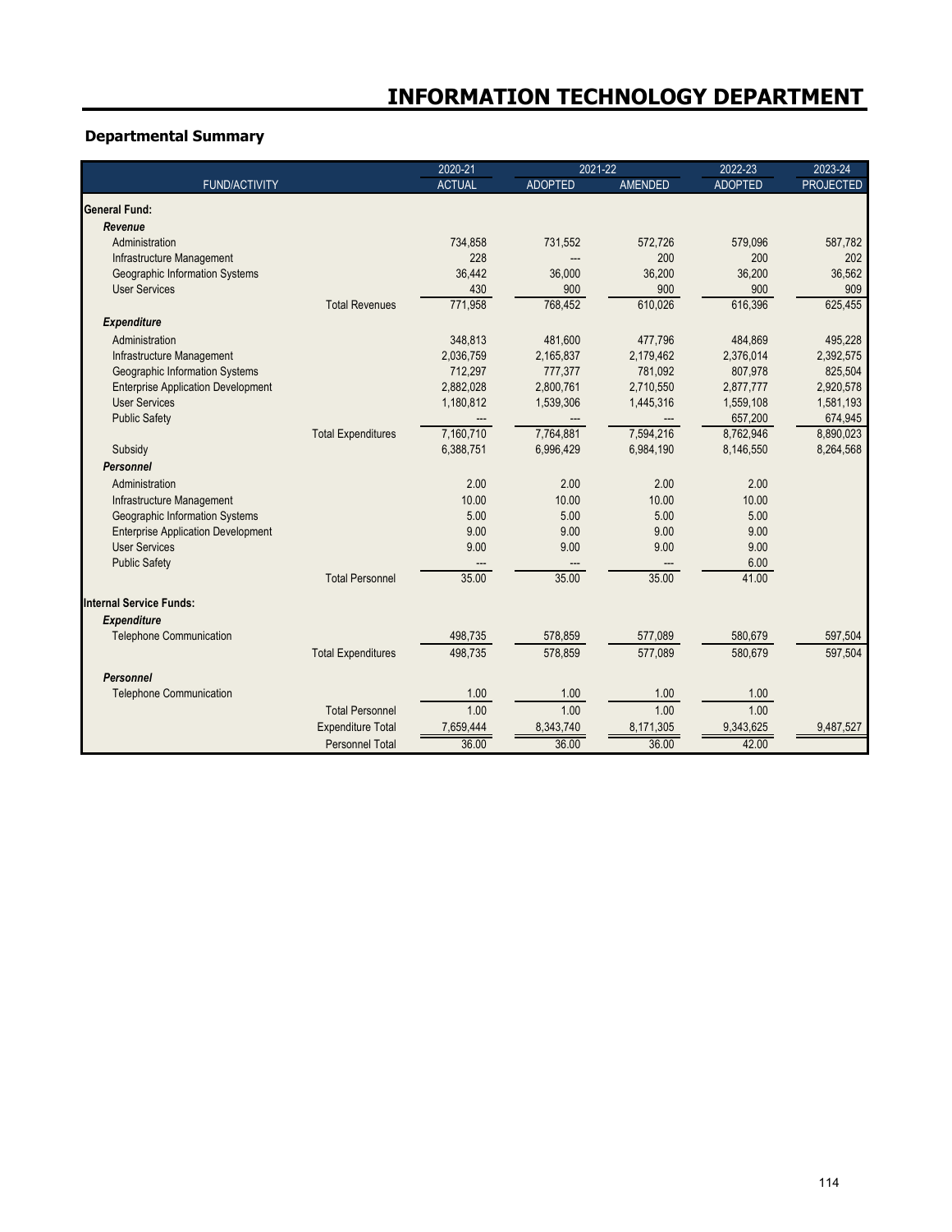# INFORMATION TECHNOLOGY DEPARTMENT

## Departmental Summary

| FUND/ACTIVITY | | 2020-21 ACTUAL | 2021-22 ADOPTED | 2021-22 AMENDED | 2022-23 ADOPTED | 2023-24 PROJECTED |
|---|---|---|---|---|---|---|
| **General Fund:** | | | | | | |
| ***Revenue*** | | | | | | |
| Administration | | 734,858 | 731,552 | 572,726 | 579,096 | 587,782 |
| Infrastructure Management | | 228 | --- | 200 | 200 | 202 |
| Geographic Information Systems | | 36,442 | 36,000 | 36,200 | 36,200 | 36,562 |
| User Services | | 430 | 900 | 900 | 900 | 909 |
| | Total Revenues | 771,958 | 768,452 | 610,026 | 616,396 | 625,455 |
| ***Expenditure*** | | | | | | |
| Administration | | 348,813 | 481,600 | 477,796 | 484,869 | 495,228 |
| Infrastructure Management | | 2,036,759 | 2,165,837 | 2,179,462 | 2,376,014 | 2,392,575 |
| Geographic Information Systems | | 712,297 | 777,377 | 781,092 | 807,978 | 825,504 |
| Enterprise Application Development | | 2,882,028 | 2,800,761 | 2,710,550 | 2,877,777 | 2,920,578 |
| User Services | | 1,180,812 | 1,539,306 | 1,445,316 | 1,559,108 | 1,581,193 |
| Public Safety | | --- | --- | --- | 657,200 | 674,945 |
| | Total Expenditures | 7,160,710 | 7,764,881 | 7,594,216 | 8,762,946 | 8,890,023 |
| Subsidy | | 6,388,751 | 6,996,429 | 6,984,190 | 8,146,550 | 8,264,568 |
| ***Personnel*** | | | | | | |
| Administration | | 2.00 | 2.00 | 2.00 | 2.00 | |
| Infrastructure Management | | 10.00 | 10.00 | 10.00 | 10.00 | |
| Geographic Information Systems | | 5.00 | 5.00 | 5.00 | 5.00 | |
| Enterprise Application Development | | 9.00 | 9.00 | 9.00 | 9.00 | |
| User Services | | 9.00 | 9.00 | 9.00 | 9.00 | |
| Public Safety | | --- | --- | --- | 6.00 | |
| | Total Personnel | 35.00 | 35.00 | 35.00 | 41.00 | |
| **Internal Service Funds:** | | | | | | |
| ***Expenditure*** | | | | | | |
| Telephone Communication | | 498,735 | 578,859 | 577,089 | 580,679 | 597,504 |
| | Total Expenditures | 498,735 | 578,859 | 577,089 | 580,679 | 597,504 |
| ***Personnel*** | | | | | | |
| Telephone Communication | | 1.00 | 1.00 | 1.00 | 1.00 | |
| | Total Personnel | 1.00 | 1.00 | 1.00 | 1.00 | |
| | Expenditure Total | 7,659,444 | 8,343,740 | 8,171,305 | 9,343,625 | 9,487,527 |
| | Personnel Total | 36.00 | 36.00 | 36.00 | 42.00 | |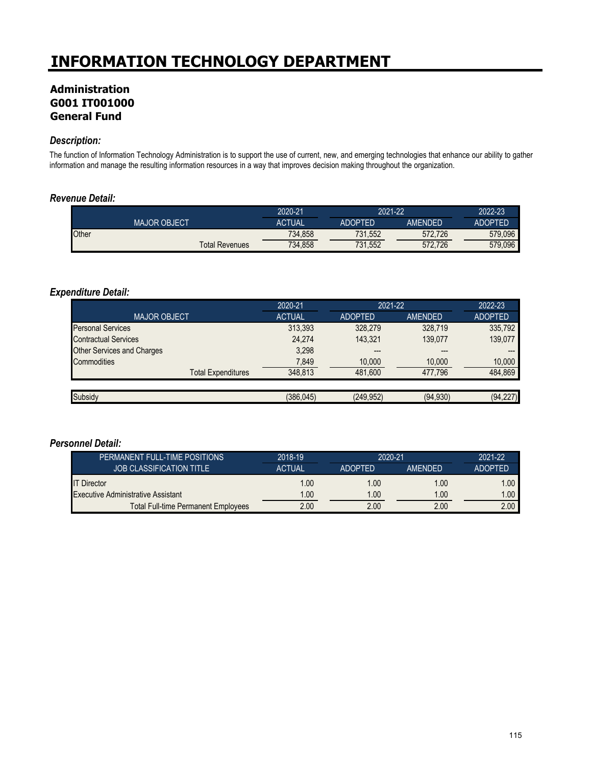# INFORMATION TECHNOLOGY DEPARTMENT

## Administration
## G001 IT001000
## General Fund

### *Description:*

The function of Information Technology Administration is to support the use of current, new, and emerging technologies that enhance our ability to gather information and manage the resulting information resources in a way that improves decision making throughout the organization.

### *Revenue Detail:*

| | 2020-21 | 2021-22 | | 2022-23 |
|---|---|---|---|---|
| MAJOR OBJECT | ACTUAL | ADOPTED | AMENDED | ADOPTED |
| Other | 734,858 | 731,552 | 572,726 | 579,096 |
| Total Revenues | 734,858 | 731,552 | 572,726 | 579,096 |

### *Expenditure Detail:*

| | 2020-21 | 2021-22 | | 2022-23 |
|---|---|---|---|---|
| MAJOR OBJECT | ACTUAL | ADOPTED | AMENDED | ADOPTED |
| Personal Services | 313,393 | 328,279 | 328,719 | 335,792 |
| Contractual Services | 24,274 | 143,321 | 139,077 | 139,077 |
| Other Services and Charges | 3,298 | --- | --- | --- |
| Commodities | 7,849 | 10,000 | 10,000 | 10,000 |
| Total Expenditures | 348,813 | 481,600 | 477,796 | 484,869 |
| | | | | |
| Subsidy | (386,045) | (249,952) | (94,930) | (94,227) |

### *Personnel Detail:*

| PERMANENT FULL-TIME POSITIONS | 2018-19 | 2020-21 | | 2021-22 |
|---|---|---|---|---|
| JOB CLASSIFICATION TITLE | ACTUAL | ADOPTED | AMENDED | ADOPTED |
| IT Director | 1.00 | 1.00 | 1.00 | 1.00 |
| Executive Administrative Assistant | 1.00 | 1.00 | 1.00 | 1.00 |
| Total Full-time Permanent Employees | 2.00 | 2.00 | 2.00 | 2.00 |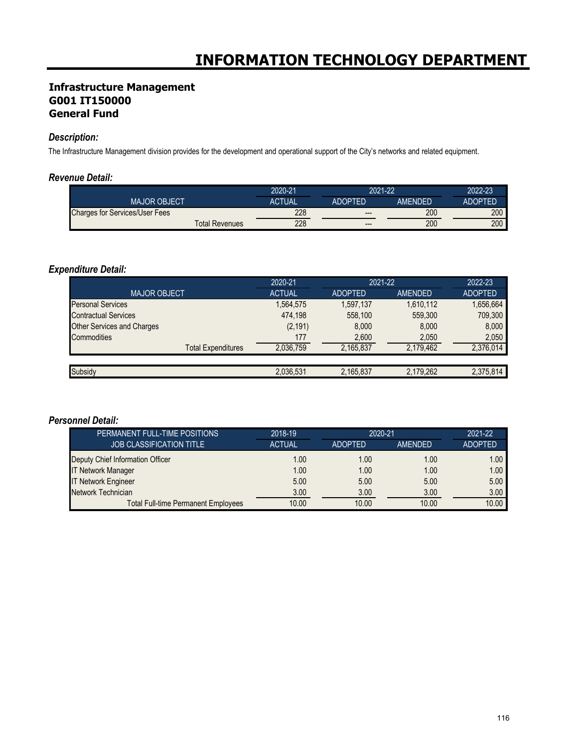# INFORMATION TECHNOLOGY DEPARTMENT

## Infrastructure Management
## G001 IT150000
## General Fund

### *Description:*

The Infrastructure Management division provides for the development and operational support of the City's networks and related equipment.

### *Revenue Detail:*

| | 2020-21 | 2021-22 | | 2022-23 |
|---|---|---|---|---|
| MAJOR OBJECT | ACTUAL | ADOPTED | AMENDED | ADOPTED |
| Charges for Services/User Fees | 228 | --- | 200 | 200 |
| Total Revenues | 228 | --- | 200 | 200 |

### *Expenditure Detail:*

| | 2020-21 | 2021-22 | | 2022-23 |
|---|---|---|---|---|
| MAJOR OBJECT | ACTUAL | ADOPTED | AMENDED | ADOPTED |
| Personal Services | 1,564,575 | 1,597,137 | 1,610,112 | 1,656,664 |
| Contractual Services | 474,198 | 558,100 | 559,300 | 709,300 |
| Other Services and Charges | (2,191) | 8,000 | 8,000 | 8,000 |
| Commodities | 177 | 2,600 | 2,050 | 2,050 |
| Total Expenditures | 2,036,759 | 2,165,837 | 2,179,462 | 2,376,014 |
| | | | | |
| Subsidy | 2,036,531 | 2,165,837 | 2,179,262 | 2,375,814 |

### *Personnel Detail:*

| PERMANENT FULL-TIME POSITIONS | 2018-19 | 2020-21 | | 2021-22 |
|---|---|---|---|---|
| JOB CLASSIFICATION TITLE | ACTUAL | ADOPTED | AMENDED | ADOPTED |
| Deputy Chief Information Officer | 1.00 | 1.00 | 1.00 | 1.00 |
| IT Network Manager | 1.00 | 1.00 | 1.00 | 1.00 |
| IT Network Engineer | 5.00 | 5.00 | 5.00 | 5.00 |
| Network Technician | 3.00 | 3.00 | 3.00 | 3.00 |
| Total Full-time Permanent Employees | 10.00 | 10.00 | 10.00 | 10.00 |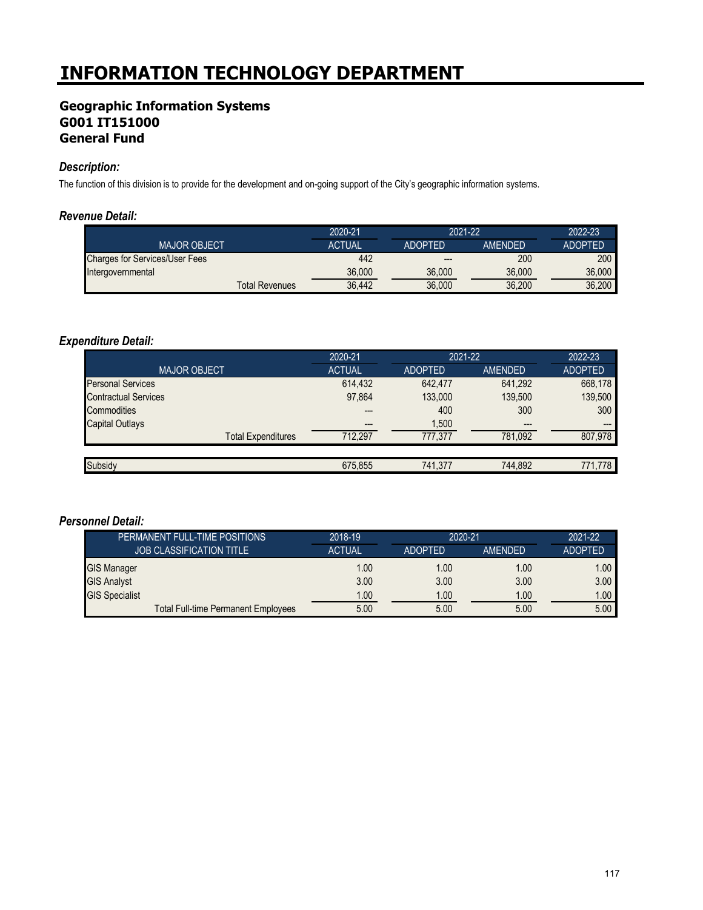# INFORMATION TECHNOLOGY DEPARTMENT

## Geographic Information Systems
## G001 IT151000
## General Fund

### *Description:*

The function of this division is to provide for the development and on-going support of the City's geographic information systems.

### *Revenue Detail:*

| | 2020-21 | 2021-22 | | 2022-23 |
|---|---|---|---|---|
| MAJOR OBJECT | ACTUAL | ADOPTED | AMENDED | ADOPTED |
| Charges for Services/User Fees | 442 | --- | 200 | 200 |
| Intergovernmental | 36,000 | 36,000 | 36,000 | 36,000 |
| Total Revenues | 36,442 | 36,000 | 36,200 | 36,200 |

### *Expenditure Detail:*

| | 2020-21 | 2021-22 | | 2022-23 |
|---|---|---|---|---|
| MAJOR OBJECT | ACTUAL | ADOPTED | AMENDED | ADOPTED |
| Personal Services | 614,432 | 642,477 | 641,292 | 668,178 |
| Contractual Services | 97,864 | 133,000 | 139,500 | 139,500 |
| Commodities | --- | 400 | 300 | 300 |
| Capital Outlays | --- | 1,500 | --- | --- |
| Total Expenditures | 712,297 | 777,377 | 781,092 | 807,978 |
| | | | | |
| Subsidy | 675,855 | 741,377 | 744,892 | 771,778 |

### *Personnel Detail:*

| PERMANENT FULL-TIME POSITIONS | 2018-19 | 2020-21 | | 2021-22 |
|---|---|---|---|---|
| JOB CLASSIFICATION TITLE | ACTUAL | ADOPTED | AMENDED | ADOPTED |
| GIS Manager | 1.00 | 1.00 | 1.00 | 1.00 |
| GIS Analyst | 3.00 | 3.00 | 3.00 | 3.00 |
| GIS Specialist | 1.00 | 1.00 | 1.00 | 1.00 |
| Total Full-time Permanent Employees | 5.00 | 5.00 | 5.00 | 5.00 |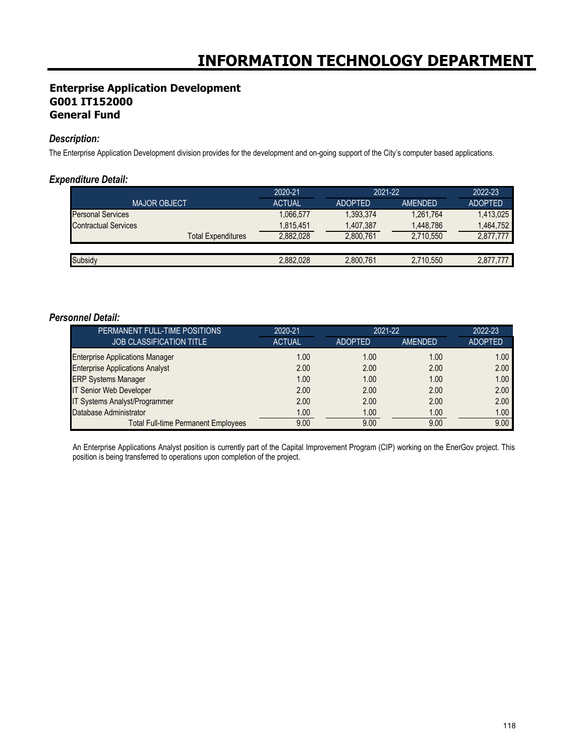# INFORMATION TECHNOLOGY DEPARTMENT

## Enterprise Application Development
## G001 IT152000
## General Fund

### *Description:*

The Enterprise Application Development division provides for the development and on-going support of the City's computer based applications.

### *Expenditure Detail:*

| MAJOR OBJECT | 2020-21 ACTUAL | 2021-22 ADOPTED | 2021-22 AMENDED | 2022-23 ADOPTED |
|---|---|---|---|---|
| Personal Services | 1,066,577 | 1,393,374 | 1,261,764 | 1,413,025 |
| Contractual Services | 1,815,451 | 1,407,387 | 1,448,786 | 1,464,752 |
| Total Expenditures | 2,882,028 | 2,800,761 | 2,710,550 | 2,877,777 |
| Subsidy | 2,882,028 | 2,800,761 | 2,710,550 | 2,877,777 |

### *Personnel Detail:*

| PERMANENT FULL-TIME POSITIONS JOB CLASSIFICATION TITLE | 2020-21 ACTUAL | 2021-22 ADOPTED | 2021-22 AMENDED | 2022-23 ADOPTED |
|---|---|---|---|---|
| Enterprise Applications Manager | 1.00 | 1.00 | 1.00 | 1.00 |
| Enterprise Applications Analyst | 2.00 | 2.00 | 2.00 | 2.00 |
| ERP Systems Manager | 1.00 | 1.00 | 1.00 | 1.00 |
| IT Senior Web Developer | 2.00 | 2.00 | 2.00 | 2.00 |
| IT Systems Analyst/Programmer | 2.00 | 2.00 | 2.00 | 2.00 |
| Database Administrator | 1.00 | 1.00 | 1.00 | 1.00 |
| Total Full-time Permanent Employees | 9.00 | 9.00 | 9.00 | 9.00 |

An Enterprise Applications Analyst position is currently part of the Capital Improvement Program (CIP) working on the EnerGov project. This position is being transferred to operations upon completion of the project.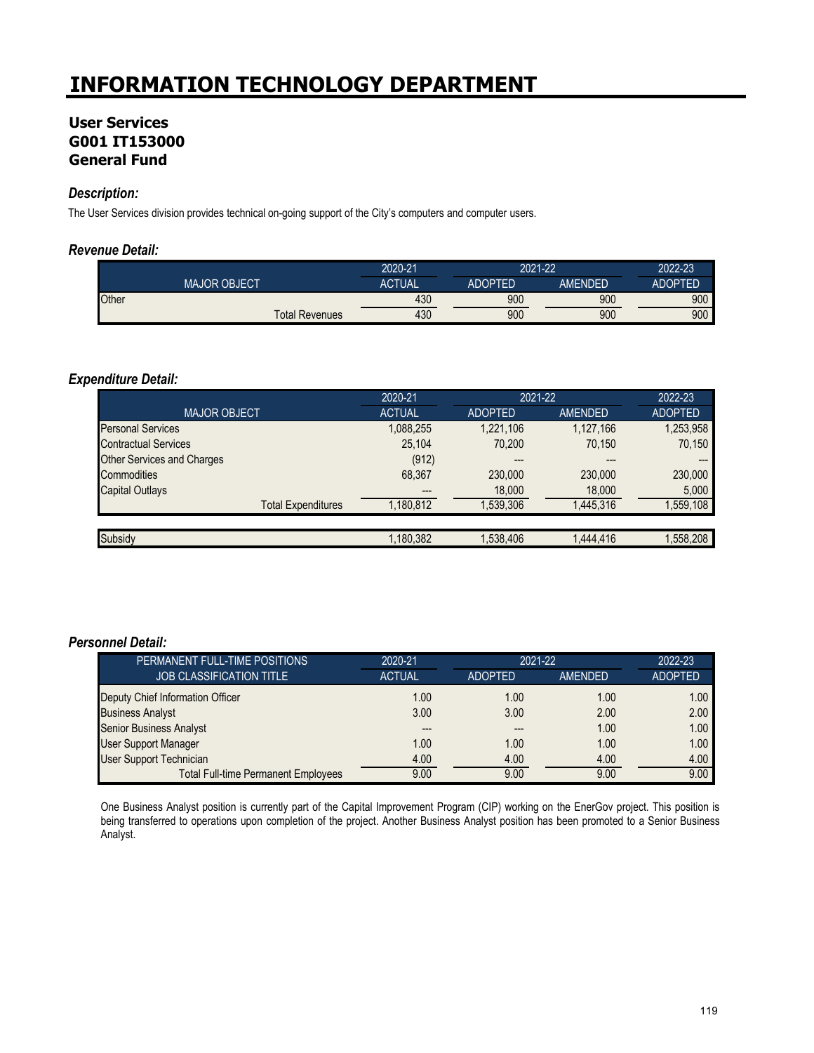# INFORMATION TECHNOLOGY DEPARTMENT

### User Services
### G001 IT153000
### General Fund

#### *Description:*

The User Services division provides technical on-going support of the City's computers and computer users.

#### *Revenue Detail:*

| MAJOR OBJECT | 2020-21 ACTUAL | 2021-22 ADOPTED | 2021-22 AMENDED | 2022-23 ADOPTED |
|---|---|---|---|---|
| Other | 430 | 900 | 900 | 900 |
| Total Revenues | 430 | 900 | 900 | 900 |

#### *Expenditure Detail:*

| MAJOR OBJECT | 2020-21 ACTUAL | 2021-22 ADOPTED | 2021-22 AMENDED | 2022-23 ADOPTED |
|---|---|---|---|---|
| Personal Services | 1,088,255 | 1,221,106 | 1,127,166 | 1,253,958 |
| Contractual Services | 25,104 | 70,200 | 70,150 | 70,150 |
| Other Services and Charges | (912) | --- | --- | --- |
| Commodities | 68,367 | 230,000 | 230,000 | 230,000 |
| Capital Outlays | --- | 18,000 | 18,000 | 5,000 |
| Total Expenditures | 1,180,812 | 1,539,306 | 1,445,316 | 1,559,108 |
| | | | | |
| Subsidy | 1,180,382 | 1,538,406 | 1,444,416 | 1,558,208 |

#### *Personnel Detail:*

| PERMANENT FULL-TIME POSITIONS JOB CLASSIFICATION TITLE | 2020-21 ACTUAL | 2021-22 ADOPTED | 2021-22 AMENDED | 2022-23 ADOPTED |
|---|---|---|---|---|
| Deputy Chief Information Officer | 1.00 | 1.00 | 1.00 | 1.00 |
| Business Analyst | 3.00 | 3.00 | 2.00 | 2.00 |
| Senior Business Analyst | --- | --- | 1.00 | 1.00 |
| User Support Manager | 1.00 | 1.00 | 1.00 | 1.00 |
| User Support Technician | 4.00 | 4.00 | 4.00 | 4.00 |
| Total Full-time Permanent Employees | 9.00 | 9.00 | 9.00 | 9.00 |

One Business Analyst position is currently part of the Capital Improvement Program (CIP) working on the EnerGov project. This position is being transferred to operations upon completion of the project. Another Business Analyst position has been promoted to a Senior Business Analyst.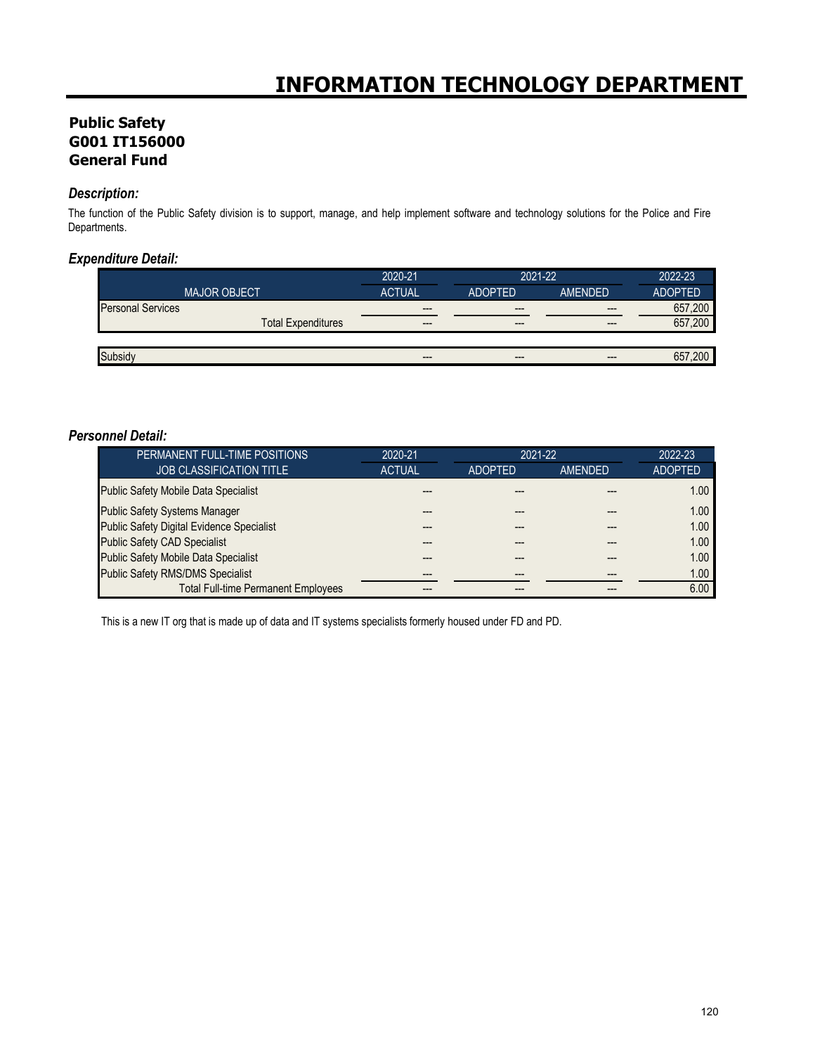# INFORMATION TECHNOLOGY DEPARTMENT

## Public Safety
## G001 IT156000
## General Fund

### *Description:*

The function of the Public Safety division is to support, manage, and help implement software and technology solutions for the Police and Fire Departments.

### *Expenditure Detail:*

| | 2020-21 | 2021-22 | | 2022-23 |
|---|---|---|---|---|
| MAJOR OBJECT | ACTUAL | ADOPTED | AMENDED | ADOPTED |
| Personal Services | --- | --- | --- | 657,200 |
| Total Expenditures | --- | --- | --- | 657,200 |
| | | | | |
| Subsidy | --- | --- | --- | 657,200 |

### *Personnel Detail:*

| PERMANENT FULL-TIME POSITIONS | 2020-21 | 2021-22 | | 2022-23 |
|---|---|---|---|---|
| JOB CLASSIFICATION TITLE | ACTUAL | ADOPTED | AMENDED | ADOPTED |
| Public Safety Mobile Data Specialist | --- | --- | --- | 1.00 |
| Public Safety Systems Manager | --- | --- | --- | 1.00 |
| Public Safety Digital Evidence Specialist | --- | --- | --- | 1.00 |
| Public Safety CAD Specialist | --- | --- | --- | 1.00 |
| Public Safety Mobile Data Specialist | --- | --- | --- | 1.00 |
| Public Safety RMS/DMS Specialist | --- | --- | --- | 1.00 |
| Total Full-time Permanent Employees | --- | --- | --- | 6.00 |

This is a new IT org that is made up of data and IT systems specialists formerly housed under FD and PD.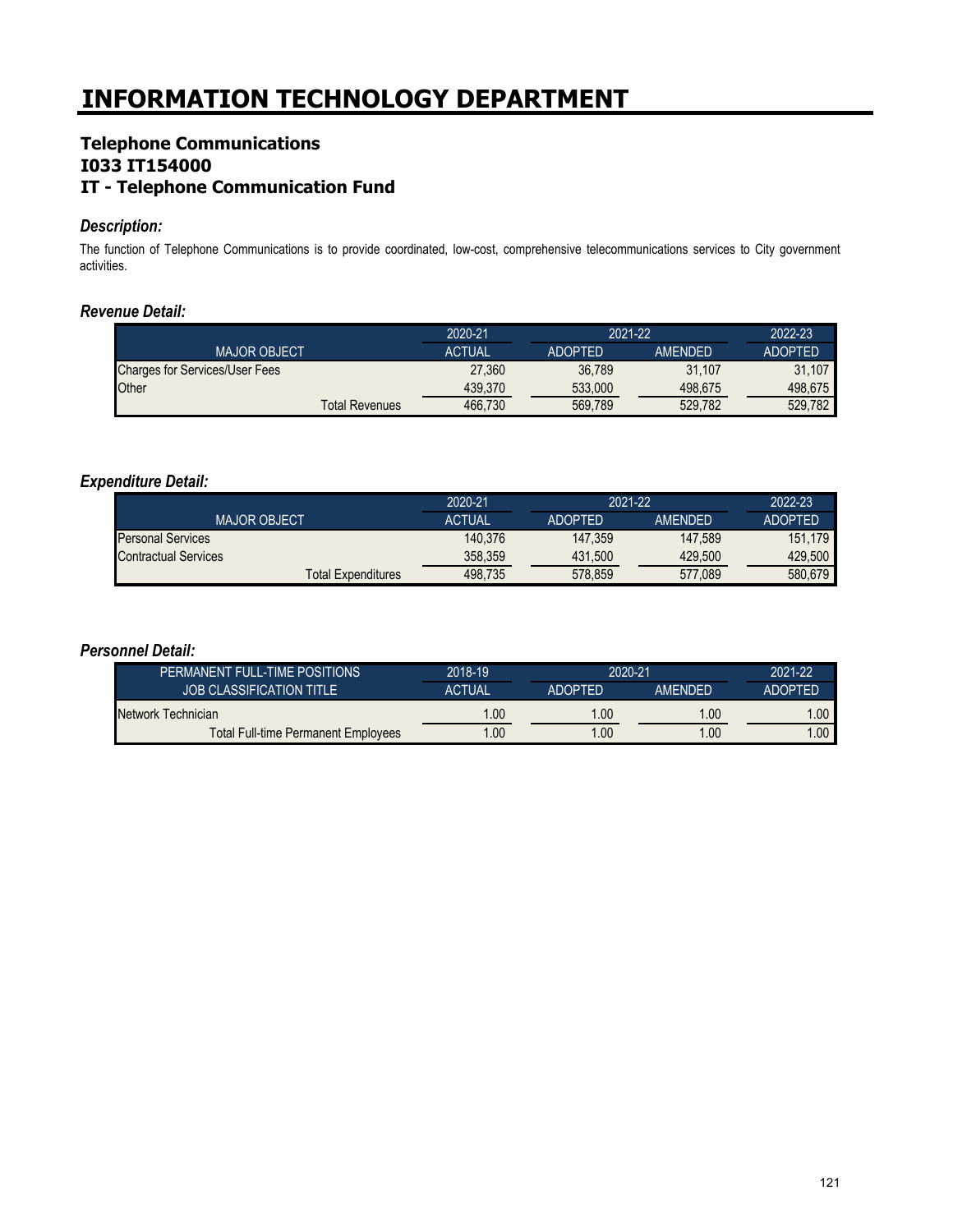# INFORMATION TECHNOLOGY DEPARTMENT

### Telephone Communications
### I033 IT154000
### IT - Telephone Communication Fund

#### *Description:*

The function of Telephone Communications is to provide coordinated, low-cost, comprehensive telecommunications services to City government activities.

#### *Revenue Detail:*

| | 2020-21 | 2021-22 | | 2022-23 |
|---|---|---|---|---|
| MAJOR OBJECT | ACTUAL | ADOPTED | AMENDED | ADOPTED |
| Charges for Services/User Fees | 27,360 | 36,789 | 31,107 | 31,107 |
| Other | 439,370 | 533,000 | 498,675 | 498,675 |
| Total Revenues | 466,730 | 569,789 | 529,782 | 529,782 |

#### *Expenditure Detail:*

| | 2020-21 | 2021-22 | | 2022-23 |
|---|---|---|---|---|
| MAJOR OBJECT | ACTUAL | ADOPTED | AMENDED | ADOPTED |
| Personal Services | 140,376 | 147,359 | 147,589 | 151,179 |
| Contractual Services | 358,359 | 431,500 | 429,500 | 429,500 |
| Total Expenditures | 498,735 | 578,859 | 577,089 | 580,679 |

#### *Personnel Detail:*

| PERMANENT FULL-TIME POSITIONS | 2018-19 | 2020-21 | | 2021-22 |
|---|---|---|---|---|
| JOB CLASSIFICATION TITLE | ACTUAL | ADOPTED | AMENDED | ADOPTED |
| Network Technician | 1.00 | 1.00 | 1.00 | 1.00 |
| Total Full-time Permanent Employees | 1.00 | 1.00 | 1.00 | 1.00 |